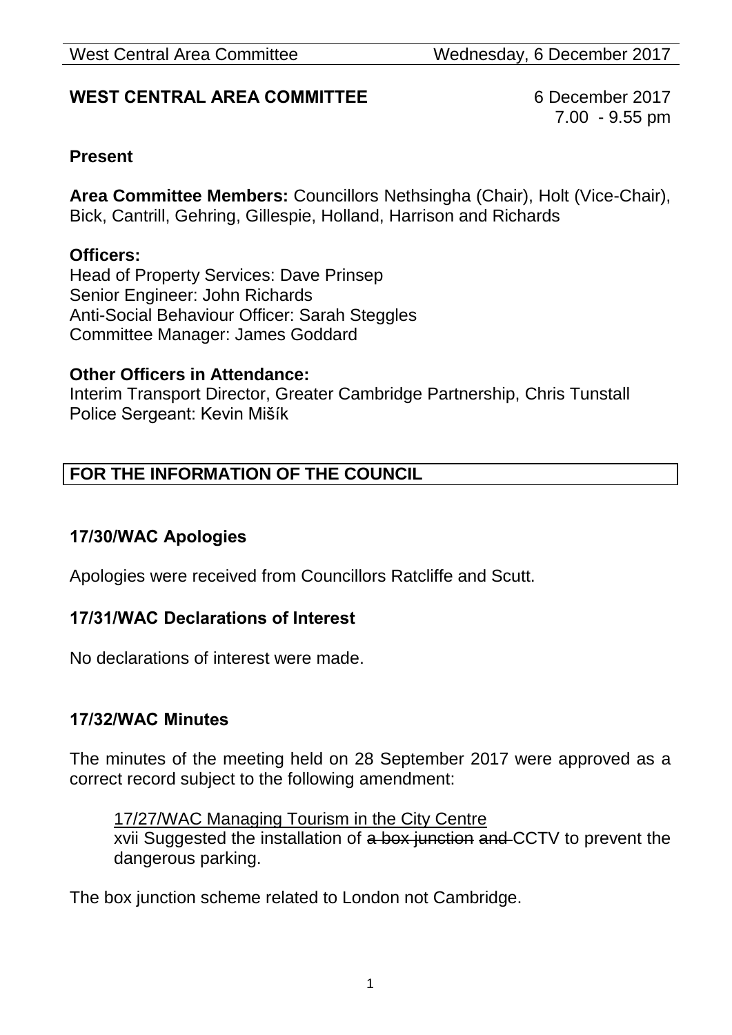**WEST CENTRAL AREA COMMITTEE** 6 December 2017
7.00 - 9.55 pm

**Present**

**Area Committee Members:** Councillors Nethsingha (Chair), Holt (Vice-Chair), Bick, Cantrill, Gehring, Gillespie, Holland, Harrison and Richards

**Officers:**
Head of Property Services: Dave Prinsep
Senior Engineer: John Richards
Anti-Social Behaviour Officer: Sarah Steggles
Committee Manager: James Goddard

**Other Officers in Attendance:**
Interim Transport Director, Greater Cambridge Partnership, Chris Tunstall
Police Sergeant: Kevin Mišík

**FOR THE INFORMATION OF THE COUNCIL**

### 17/30/WAC Apologies

Apologies were received from Councillors Ratcliffe and Scutt.

### 17/31/WAC Declarations of Interest

No declarations of interest were made.

### 17/32/WAC Minutes

The minutes of the meeting held on 28 September 2017 were approved as a correct record subject to the following amendment:

> <u>17/27/WAC Managing Tourism in the City Centre</u>
> xvii Suggested the installation of ~~a box junction and~~ CCTV to prevent the dangerous parking.

The box junction scheme related to London not Cambridge.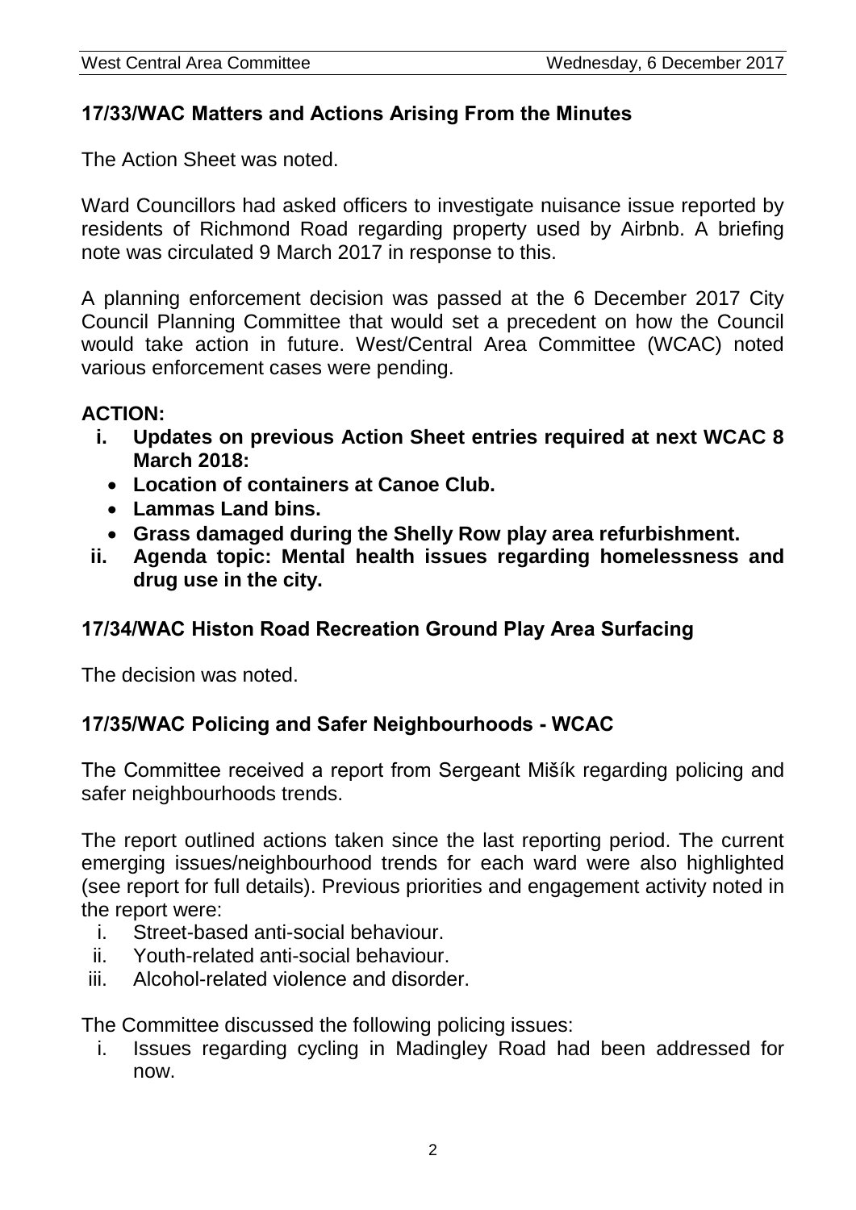## 17/33/WAC Matters and Actions Arising From the Minutes

The Action Sheet was noted.

Ward Councillors had asked officers to investigate nuisance issue reported by residents of Richmond Road regarding property used by Airbnb. A briefing note was circulated 9 March 2017 in response to this.

A planning enforcement decision was passed at the 6 December 2017 City Council Planning Committee that would set a precedent on how the Council would take action in future. West/Central Area Committee (WCAC) noted various enforcement cases were pending.

**ACTION:**

- **i. Updates on previous Action Sheet entries required at next WCAC 8 March 2018:**
  - **Location of containers at Canoe Club.**
  - **Lammas Land bins.**
  - **Grass damaged during the Shelly Row play area refurbishment.**
- **ii. Agenda topic: Mental health issues regarding homelessness and drug use in the city.**

## 17/34/WAC Histon Road Recreation Ground Play Area Surfacing

The decision was noted.

## 17/35/WAC Policing and Safer Neighbourhoods - WCAC

The Committee received a report from Sergeant Mišík regarding policing and safer neighbourhoods trends.

The report outlined actions taken since the last reporting period. The current emerging issues/neighbourhood trends for each ward were also highlighted (see report for full details). Previous priorities and engagement activity noted in the report were:

- i. Street-based anti-social behaviour.
- ii. Youth-related anti-social behaviour.
- iii. Alcohol-related violence and disorder.

The Committee discussed the following policing issues:

- i. Issues regarding cycling in Madingley Road had been addressed for now.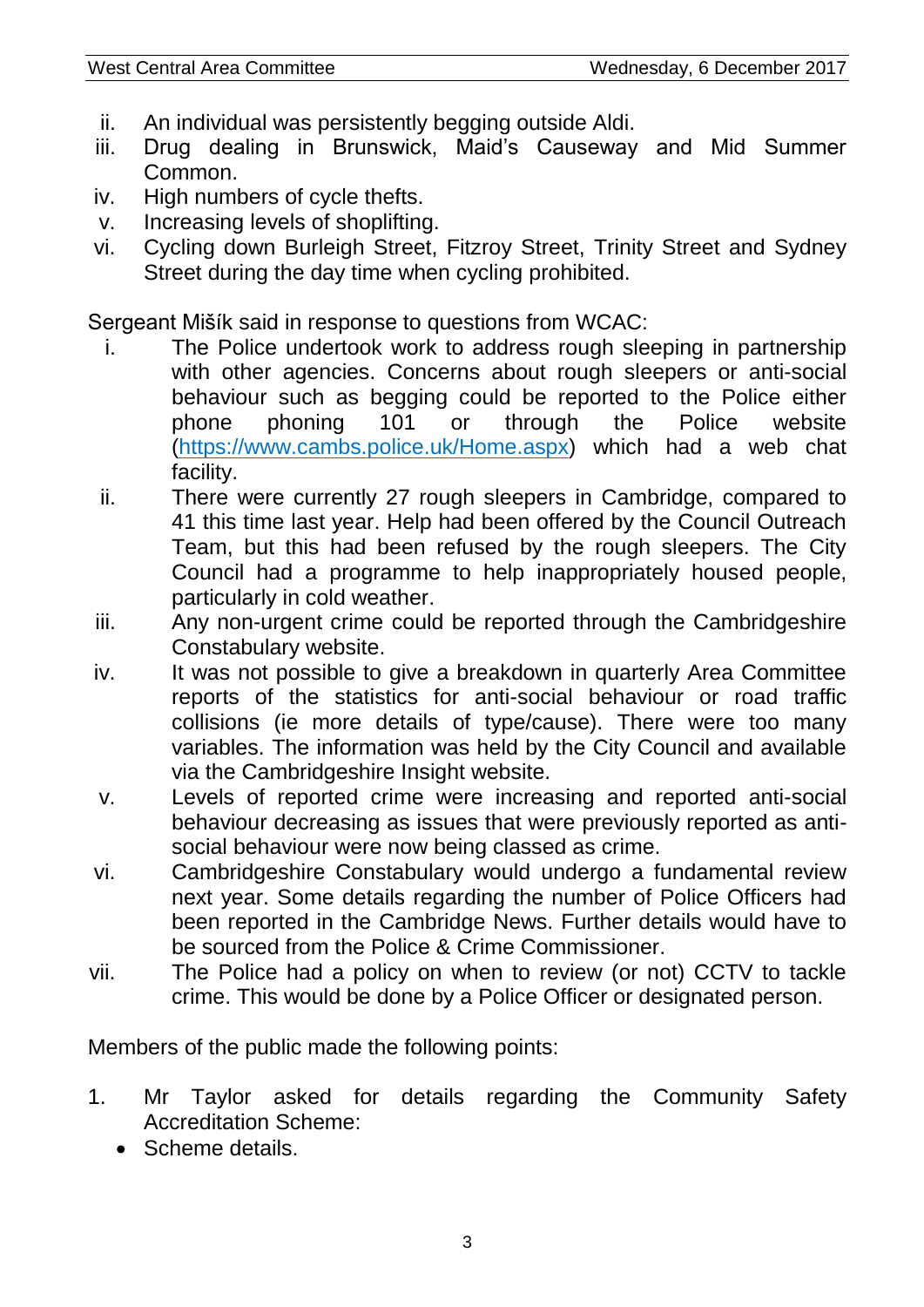ii. An individual was persistently begging outside Aldi.
iii. Drug dealing in Brunswick, Maid's Causeway and Mid Summer Common.
iv. High numbers of cycle thefts.
v. Increasing levels of shoplifting.
vi. Cycling down Burleigh Street, Fitzroy Street, Trinity Street and Sydney Street during the day time when cycling prohibited.

Sergeant Mišík said in response to questions from WCAC:

i. The Police undertook work to address rough sleeping in partnership with other agencies. Concerns about rough sleepers or anti-social behaviour such as begging could be reported to the Police either phone phoning 101 or through the Police website ([https://www.cambs.police.uk/Home.aspx](https://www.cambs.police.uk/Home.aspx)) which had a web chat facility.
ii. There were currently 27 rough sleepers in Cambridge, compared to 41 this time last year. Help had been offered by the Council Outreach Team, but this had been refused by the rough sleepers. The City Council had a programme to help inappropriately housed people, particularly in cold weather.
iii. Any non-urgent crime could be reported through the Cambridgeshire Constabulary website.
iv. It was not possible to give a breakdown in quarterly Area Committee reports of the statistics for anti-social behaviour or road traffic collisions (ie more details of type/cause). There were too many variables. The information was held by the City Council and available via the Cambridgeshire Insight website.
v. Levels of reported crime were increasing and reported anti-social behaviour decreasing as issues that were previously reported as anti-social behaviour were now being classed as crime.
vi. Cambridgeshire Constabulary would undergo a fundamental review next year. Some details regarding the number of Police Officers had been reported in the Cambridge News. Further details would have to be sourced from the Police & Crime Commissioner.
vii. The Police had a policy on when to review (or not) CCTV to tackle crime. This would be done by a Police Officer or designated person.

Members of the public made the following points:

1. Mr Taylor asked for details regarding the Community Safety Accreditation Scheme:
   - Scheme details.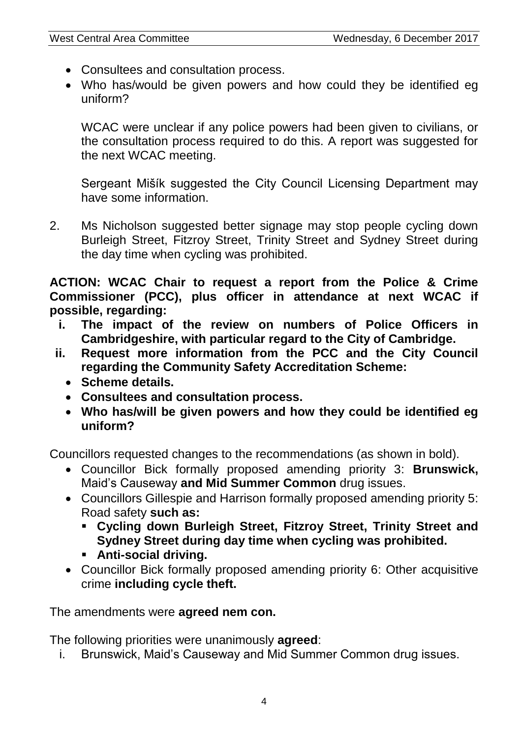- Consultees and consultation process.
- Who has/would be given powers and how could they be identified eg uniform?

  WCAC were unclear if any police powers had been given to civilians, or the consultation process required to do this. A report was suggested for the next WCAC meeting.

  Sergeant Mišík suggested the City Council Licensing Department may have some information.

2. Ms Nicholson suggested better signage may stop people cycling down Burleigh Street, Fitzroy Street, Trinity Street and Sydney Street during the day time when cycling was prohibited.

**ACTION: WCAC Chair to request a report from the Police & Crime Commissioner (PCC), plus officer in attendance at next WCAC if possible, regarding:**

i. **The impact of the review on numbers of Police Officers in Cambridgeshire, with particular regard to the City of Cambridge.**
ii. **Request more information from the PCC and the City Council regarding the Community Safety Accreditation Scheme:**
   - **Scheme details.**
   - **Consultees and consultation process.**
   - **Who has/will be given powers and how they could be identified eg uniform?**

Councillors requested changes to the recommendations (as shown in bold).

- Councillor Bick formally proposed amending priority 3: **Brunswick,** Maid's Causeway **and Mid Summer Common** drug issues.
- Councillors Gillespie and Harrison formally proposed amending priority 5: Road safety **such as:**
  - **Cycling down Burleigh Street, Fitzroy Street, Trinity Street and Sydney Street during day time when cycling was prohibited.**
  - **Anti-social driving.**
- Councillor Bick formally proposed amending priority 6: Other acquisitive crime **including cycle theft.**

The amendments were **agreed nem con.**

The following priorities were unanimously **agreed**:

i. Brunswick, Maid's Causeway and Mid Summer Common drug issues.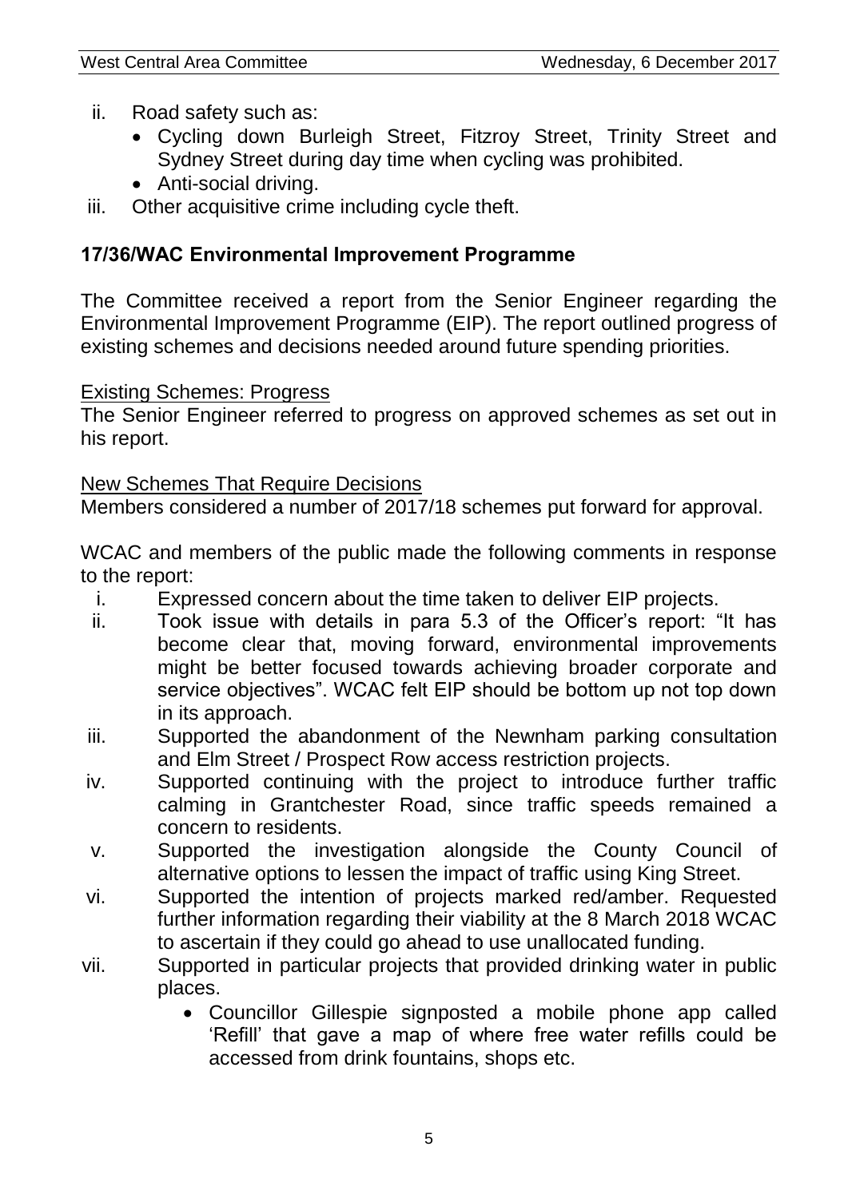ii. Road safety such as:
   - Cycling down Burleigh Street, Fitzroy Street, Trinity Street and Sydney Street during day time when cycling was prohibited.
   - Anti-social driving.

iii. Other acquisitive crime including cycle theft.

### 17/36/WAC Environmental Improvement Programme

The Committee received a report from the Senior Engineer regarding the Environmental Improvement Programme (EIP). The report outlined progress of existing schemes and decisions needed around future spending priorities.

Existing Schemes: Progress

The Senior Engineer referred to progress on approved schemes as set out in his report.

New Schemes That Require Decisions

Members considered a number of 2017/18 schemes put forward for approval.

WCAC and members of the public made the following comments in response to the report:

i. Expressed concern about the time taken to deliver EIP projects.

ii. Took issue with details in para 5.3 of the Officer's report: "It has become clear that, moving forward, environmental improvements might be better focused towards achieving broader corporate and service objectives". WCAC felt EIP should be bottom up not top down in its approach.

iii. Supported the abandonment of the Newnham parking consultation and Elm Street / Prospect Row access restriction projects.

iv. Supported continuing with the project to introduce further traffic calming in Grantchester Road, since traffic speeds remained a concern to residents.

v. Supported the investigation alongside the County Council of alternative options to lessen the impact of traffic using King Street.

vi. Supported the intention of projects marked red/amber. Requested further information regarding their viability at the 8 March 2018 WCAC to ascertain if they could go ahead to use unallocated funding.

vii. Supported in particular projects that provided drinking water in public places.
   - Councillor Gillespie signposted a mobile phone app called 'Refill' that gave a map of where free water refills could be accessed from drink fountains, shops etc.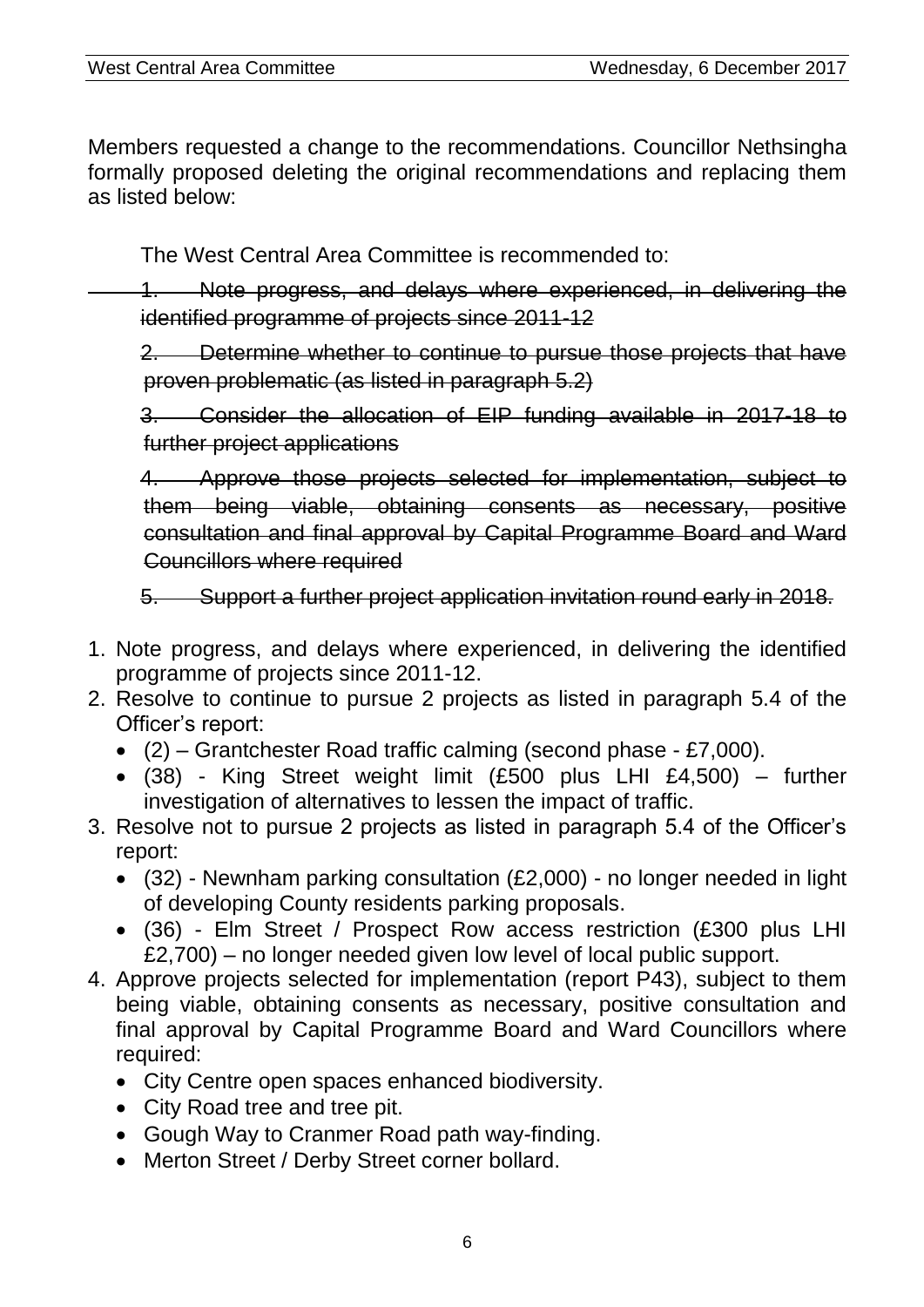Members requested a change to the recommendations. Councillor Nethsingha formally proposed deleting the original recommendations and replacing them as listed below:

The West Central Area Committee is recommended to:

~~1. Note progress, and delays where experienced, in delivering the identified programme of projects since 2011-12~~

~~2. Determine whether to continue to pursue those projects that have proven problematic (as listed in paragraph 5.2)~~

~~3. Consider the allocation of EIP funding available in 2017-18 to further project applications~~

~~4. Approve those projects selected for implementation, subject to them being viable, obtaining consents as necessary, positive consultation and final approval by Capital Programme Board and Ward Councillors where required~~

~~5. Support a further project application invitation round early in 2018.~~

1. Note progress, and delays where experienced, in delivering the identified programme of projects since 2011-12.
2. Resolve to continue to pursue 2 projects as listed in paragraph 5.4 of the Officer's report:
   - (2) – Grantchester Road traffic calming (second phase - £7,000).
   - (38) - King Street weight limit (£500 plus LHI £4,500) – further investigation of alternatives to lessen the impact of traffic.
3. Resolve not to pursue 2 projects as listed in paragraph 5.4 of the Officer's report:
   - (32) - Newnham parking consultation (£2,000) - no longer needed in light of developing County residents parking proposals.
   - (36) - Elm Street / Prospect Row access restriction (£300 plus LHI £2,700) – no longer needed given low level of local public support.
4. Approve projects selected for implementation (report P43), subject to them being viable, obtaining consents as necessary, positive consultation and final approval by Capital Programme Board and Ward Councillors where required:
   - City Centre open spaces enhanced biodiversity.
   - City Road tree and tree pit.
   - Gough Way to Cranmer Road path way-finding.
   - Merton Street / Derby Street corner bollard.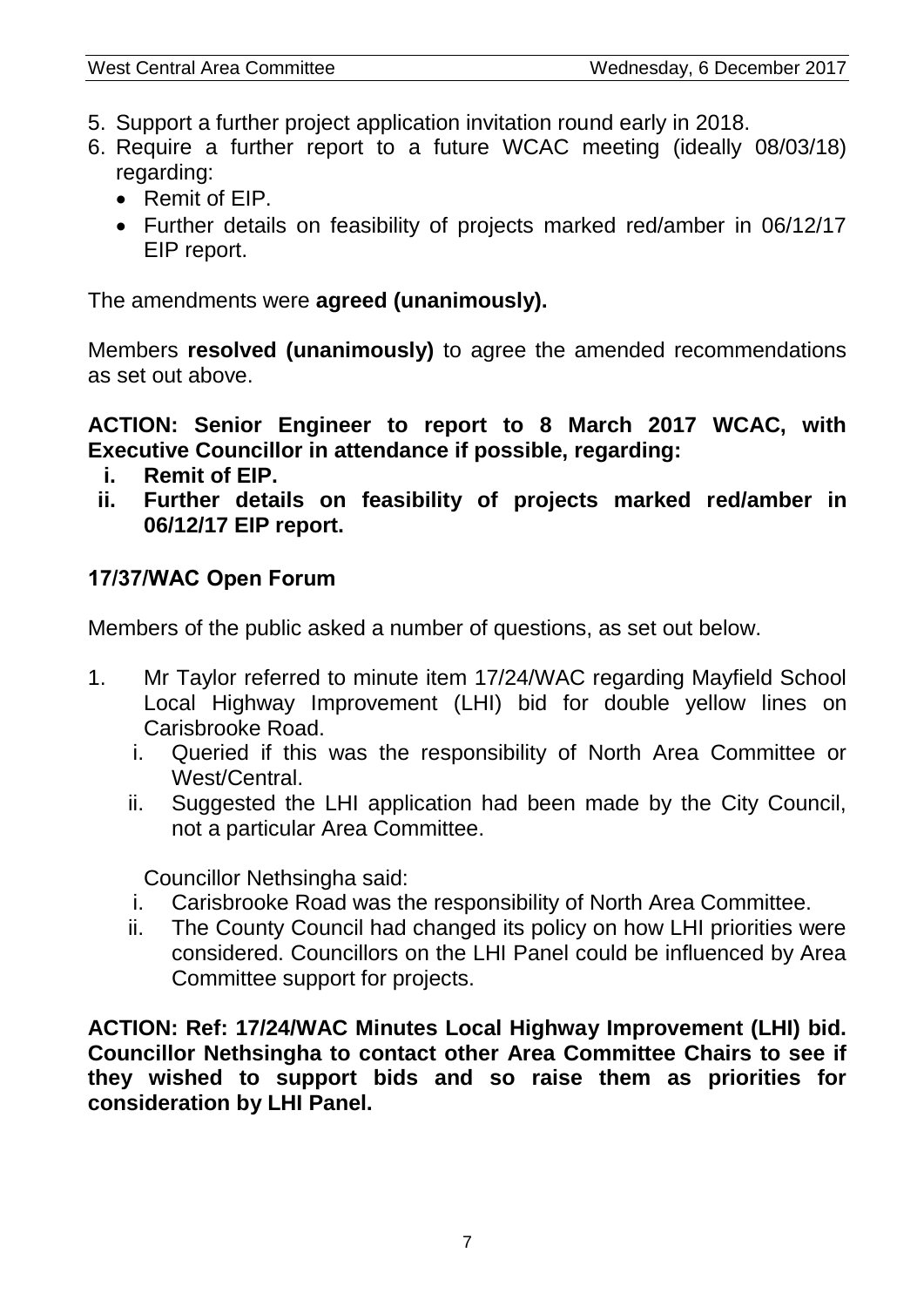5. Support a further project application invitation round early in 2018.
6. Require a further report to a future WCAC meeting (ideally 08/03/18) regarding:
   - Remit of EIP.
   - Further details on feasibility of projects marked red/amber in 06/12/17 EIP report.

The amendments were **agreed (unanimously).**

Members **resolved (unanimously)** to agree the amended recommendations as set out above.

**ACTION: Senior Engineer to report to 8 March 2017 WCAC, with Executive Councillor in attendance if possible, regarding:**
  - **i. Remit of EIP.**
  - **ii. Further details on feasibility of projects marked red/amber in 06/12/17 EIP report.**

### 17/37/WAC Open Forum

Members of the public asked a number of questions, as set out below.

1. Mr Taylor referred to minute item 17/24/WAC regarding Mayfield School Local Highway Improvement (LHI) bid for double yellow lines on Carisbrooke Road.
   i. Queried if this was the responsibility of North Area Committee or West/Central.
   ii. Suggested the LHI application had been made by the City Council, not a particular Area Committee.

   Councillor Nethsingha said:
   i. Carisbrooke Road was the responsibility of North Area Committee.
   ii. The County Council had changed its policy on how LHI priorities were considered. Councillors on the LHI Panel could be influenced by Area Committee support for projects.

**ACTION: Ref: 17/24/WAC Minutes Local Highway Improvement (LHI) bid. Councillor Nethsingha to contact other Area Committee Chairs to see if they wished to support bids and so raise them as priorities for consideration by LHI Panel.**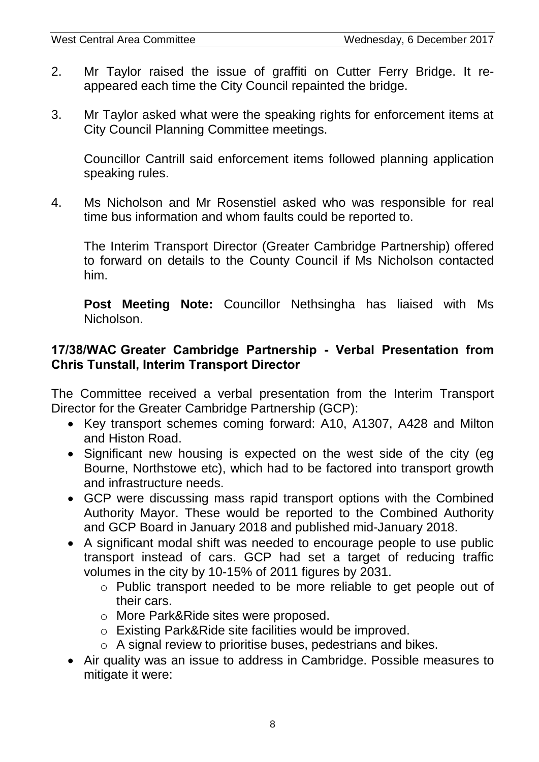2. Mr Taylor raised the issue of graffiti on Cutter Ferry Bridge. It re-appeared each time the City Council repainted the bridge.

3. Mr Taylor asked what were the speaking rights for enforcement items at City Council Planning Committee meetings.

   Councillor Cantrill said enforcement items followed planning application speaking rules.

4. Ms Nicholson and Mr Rosenstiel asked who was responsible for real time bus information and whom faults could be reported to.

   The Interim Transport Director (Greater Cambridge Partnership) offered to forward on details to the County Council if Ms Nicholson contacted him.

   **Post Meeting Note:** Councillor Nethsingha has liaised with Ms Nicholson.

### 17/38/WAC Greater Cambridge Partnership - Verbal Presentation from Chris Tunstall, Interim Transport Director

The Committee received a verbal presentation from the Interim Transport Director for the Greater Cambridge Partnership (GCP):

- Key transport schemes coming forward: A10, A1307, A428 and Milton and Histon Road.
- Significant new housing is expected on the west side of the city (eg Bourne, Northstowe etc), which had to be factored into transport growth and infrastructure needs.
- GCP were discussing mass rapid transport options with the Combined Authority Mayor. These would be reported to the Combined Authority and GCP Board in January 2018 and published mid-January 2018.
- A significant modal shift was needed to encourage people to use public transport instead of cars. GCP had set a target of reducing traffic volumes in the city by 10-15% of 2011 figures by 2031.
  - Public transport needed to be more reliable to get people out of their cars.
  - More Park&Ride sites were proposed.
  - Existing Park&Ride site facilities would be improved.
  - A signal review to prioritise buses, pedestrians and bikes.
- Air quality was an issue to address in Cambridge. Possible measures to mitigate it were: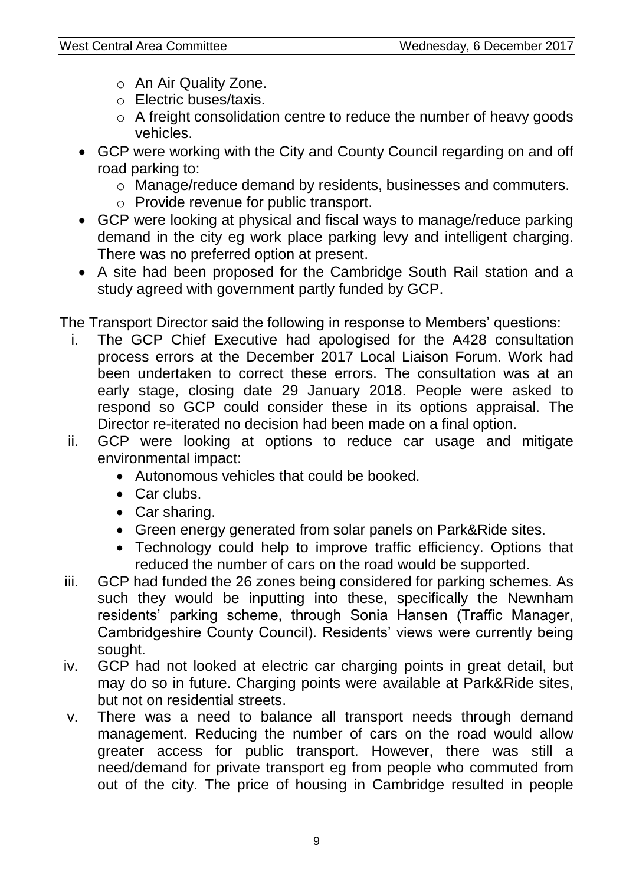- An Air Quality Zone.
  - Electric buses/taxis.
  - A freight consolidation centre to reduce the number of heavy goods vehicles.
- GCP were working with the City and County Council regarding on and off road parking to:
  - Manage/reduce demand by residents, businesses and commuters.
  - Provide revenue for public transport.
- GCP were looking at physical and fiscal ways to manage/reduce parking demand in the city eg work place parking levy and intelligent charging. There was no preferred option at present.
- A site had been proposed for the Cambridge South Rail station and a study agreed with government partly funded by GCP.

The Transport Director said the following in response to Members' questions:

i. The GCP Chief Executive had apologised for the A428 consultation process errors at the December 2017 Local Liaison Forum. Work had been undertaken to correct these errors. The consultation was at an early stage, closing date 29 January 2018. People were asked to respond so GCP could consider these in its options appraisal. The Director re-iterated no decision had been made on a final option.
ii. GCP were looking at options to reduce car usage and mitigate environmental impact:
    - Autonomous vehicles that could be booked.
    - Car clubs.
    - Car sharing.
    - Green energy generated from solar panels on Park&Ride sites.
    - Technology could help to improve traffic efficiency. Options that reduced the number of cars on the road would be supported.
iii. GCP had funded the 26 zones being considered for parking schemes. As such they would be inputting into these, specifically the Newnham residents' parking scheme, through Sonia Hansen (Traffic Manager, Cambridgeshire County Council). Residents' views were currently being sought.
iv. GCP had not looked at electric car charging points in great detail, but may do so in future. Charging points were available at Park&Ride sites, but not on residential streets.
v. There was a need to balance all transport needs through demand management. Reducing the number of cars on the road would allow greater access for public transport. However, there was still a need/demand for private transport eg from people who commuted from out of the city. The price of housing in Cambridge resulted in people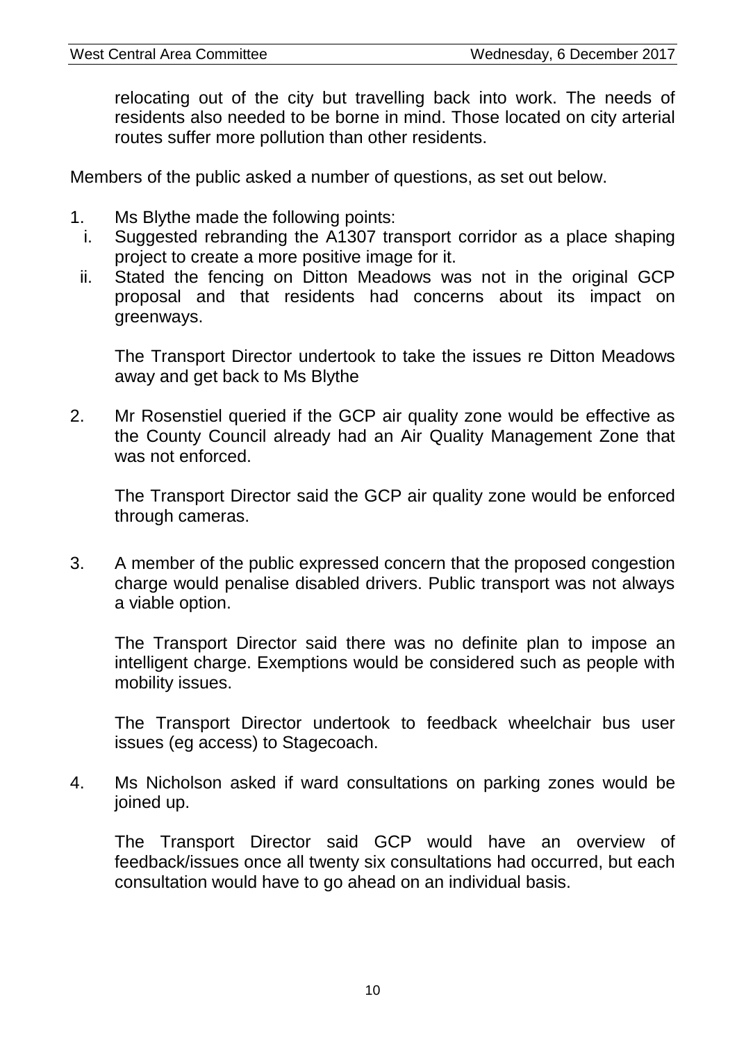relocating out of the city but travelling back into work. The needs of residents also needed to be borne in mind. Those located on city arterial routes suffer more pollution than other residents.

Members of the public asked a number of questions, as set out below.

1. Ms Blythe made the following points:
   i. Suggested rebranding the A1307 transport corridor as a place shaping project to create a more positive image for it.
   ii. Stated the fencing on Ditton Meadows was not in the original GCP proposal and that residents had concerns about its impact on greenways.

   The Transport Director undertook to take the issues re Ditton Meadows away and get back to Ms Blythe

2. Mr Rosenstiel queried if the GCP air quality zone would be effective as the County Council already had an Air Quality Management Zone that was not enforced.

   The Transport Director said the GCP air quality zone would be enforced through cameras.

3. A member of the public expressed concern that the proposed congestion charge would penalise disabled drivers. Public transport was not always a viable option.

   The Transport Director said there was no definite plan to impose an intelligent charge. Exemptions would be considered such as people with mobility issues.

   The Transport Director undertook to feedback wheelchair bus user issues (eg access) to Stagecoach.

4. Ms Nicholson asked if ward consultations on parking zones would be joined up.

   The Transport Director said GCP would have an overview of feedback/issues once all twenty six consultations had occurred, but each consultation would have to go ahead on an individual basis.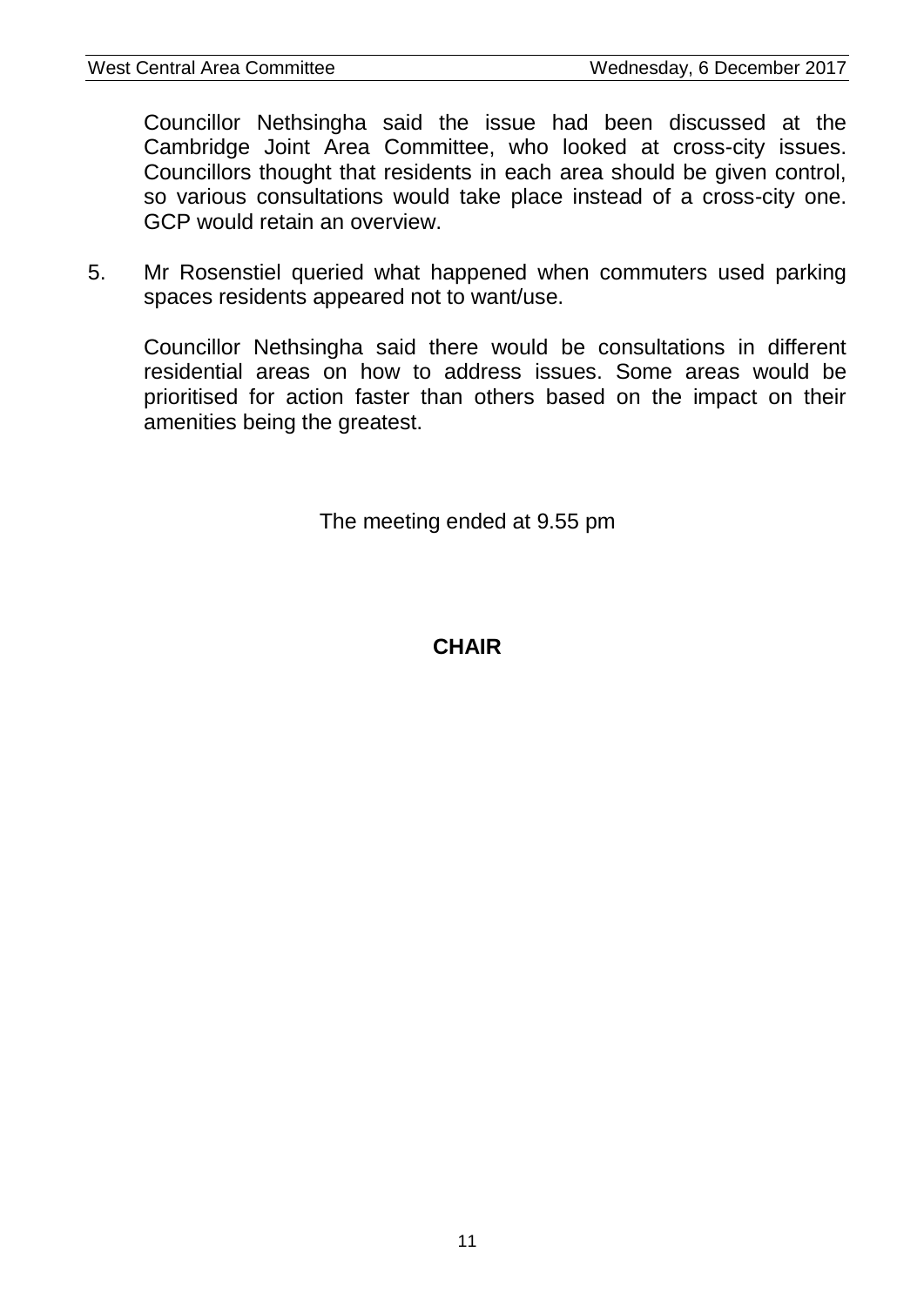Councillor Nethsingha said the issue had been discussed at the Cambridge Joint Area Committee, who looked at cross-city issues. Councillors thought that residents in each area should be given control, so various consultations would take place instead of a cross-city one. GCP would retain an overview.

5. Mr Rosenstiel queried what happened when commuters used parking spaces residents appeared not to want/use.

   Councillor Nethsingha said there would be consultations in different residential areas on how to address issues. Some areas would be prioritised for action faster than others based on the impact on their amenities being the greatest.

The meeting ended at 9.55 pm

**CHAIR**